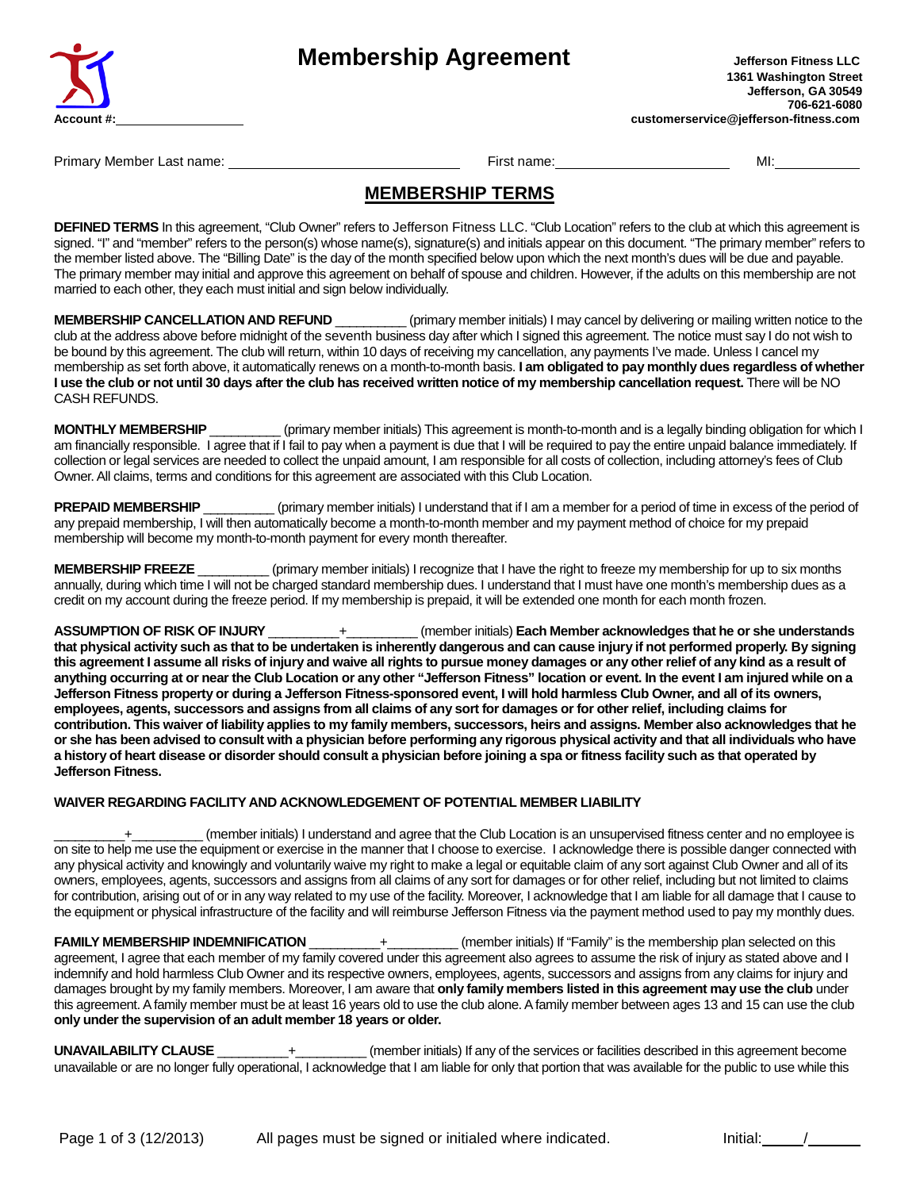# Membership Agreement

**Jefferson Fitness LLC**
**1361 Washington Street**
**Jefferson, GA 30549**
**706-621-6080**
**customerservice@jefferson-fitness.com**

**Account #:**__________________

Primary Member Last name: ______________________________ First name: ______________________ MI: __________

## MEMBERSHIP TERMS

**DEFINED TERMS** In this agreement, "Club Owner" refers to Jefferson Fitness LLC. "Club Location" refers to the club at which this agreement is signed. "I" and "member" refers to the person(s) whose name(s), signature(s) and initials appear on this document. "The primary member" refers to the member listed above. The "Billing Date" is the day of the month specified below upon which the next month's dues will be due and payable. The primary member may initial and approve this agreement on behalf of spouse and children. However, if the adults on this membership are not married to each other, they each must initial and sign below individually.

**MEMBERSHIP CANCELLATION AND REFUND** __________ (primary member initials) I may cancel by delivering or mailing written notice to the club at the address above before midnight of the seventh business day after which I signed this agreement. The notice must say I do not wish to be bound by this agreement. The club will return, within 10 days of receiving my cancellation, any payments I've made. Unless I cancel my membership as set forth above, it automatically renews on a month-to-month basis. **I am obligated to pay monthly dues regardless of whether I use the club or not until 30 days after the club has received written notice of my membership cancellation request.** There will be NO CASH REFUNDS.

**MONTHLY MEMBERSHIP** __________ (primary member initials) This agreement is month-to-month and is a legally binding obligation for which I am financially responsible. I agree that if I fail to pay when a payment is due that I will be required to pay the entire unpaid balance immediately. If collection or legal services are needed to collect the unpaid amount, I am responsible for all costs of collection, including attorney's fees of Club Owner. All claims, terms and conditions for this agreement are associated with this Club Location.

**PREPAID MEMBERSHIP** __________ (primary member initials) I understand that if I am a member for a period of time in excess of the period of any prepaid membership, I will then automatically become a month-to-month member and my payment method of choice for my prepaid membership will become my month-to-month payment for every month thereafter.

**MEMBERSHIP FREEZE** __________ (primary member initials) I recognize that I have the right to freeze my membership for up to six months annually, during which time I will not be charged standard membership dues. I understand that I must have one month's membership dues as a credit on my account during the freeze period. If my membership is prepaid, it will be extended one month for each month frozen.

**ASSUMPTION OF RISK OF INJURY** __________+__________ (member initials) **Each Member acknowledges that he or she understands that physical activity such as that to be undertaken is inherently dangerous and can cause injury if not performed properly. By signing this agreement I assume all risks of injury and waive all rights to pursue money damages or any other relief of any kind as a result of anything occurring at or near the Club Location or any other "Jefferson Fitness" location or event. In the event I am injured while on a Jefferson Fitness property or during a Jefferson Fitness-sponsored event, I will hold harmless Club Owner, and all of its owners, employees, agents, successors and assigns from all claims of any sort for damages or for other relief, including claims for contribution. This waiver of liability applies to my family members, successors, heirs and assigns. Member also acknowledges that he or she has been advised to consult with a physician before performing any rigorous physical activity and that all individuals who have a history of heart disease or disorder should consult a physician before joining a spa or fitness facility such as that operated by Jefferson Fitness.**

**WAIVER REGARDING FACILITY AND ACKNOWLEDGEMENT OF POTENTIAL MEMBER LIABILITY**

__________+__________ (member initials) I understand and agree that the Club Location is an unsupervised fitness center and no employee is on site to help me use the equipment or exercise in the manner that I choose to exercise. I acknowledge there is possible danger connected with any physical activity and knowingly and voluntarily waive my right to make a legal or equitable claim of any sort against Club Owner and all of its owners, employees, agents, successors and assigns from all claims of any sort for damages or for other relief, including but not limited to claims for contribution, arising out of or in any way related to my use of the facility. Moreover, I acknowledge that I am liable for all damage that I cause to the equipment or physical infrastructure of the facility and will reimburse Jefferson Fitness via the payment method used to pay my monthly dues.

**FAMILY MEMBERSHIP INDEMNIFICATION** __________+__________ (member initials) If "Family" is the membership plan selected on this agreement, I agree that each member of my family covered under this agreement also agrees to assume the risk of injury as stated above and I indemnify and hold harmless Club Owner and its respective owners, employees, agents, successors and assigns from any claims for injury and damages brought by my family members. Moreover, I am aware that **only family members listed in this agreement may use the club** under this agreement. A family member must be at least 16 years old to use the club alone. A family member between ages 13 and 15 can use the club **only under the supervision of an adult member 18 years or older.**

**UNAVAILABILITY CLAUSE** __________+__________ (member initials) If any of the services or facilities described in this agreement become unavailable or are no longer fully operational, I acknowledge that I am liable for only that portion that was available for the public to use while this

All pages must be signed or initialed where indicated. Initial: _____/______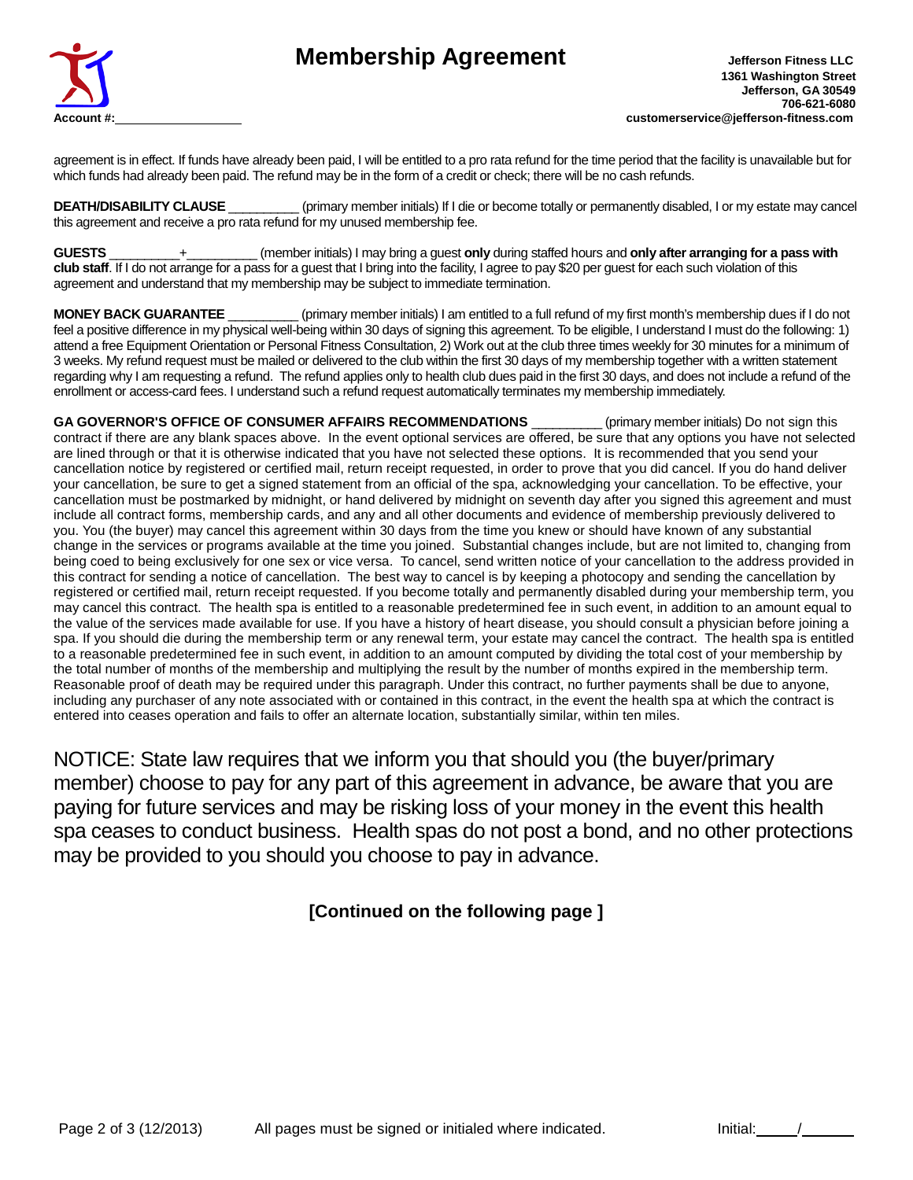# Membership Agreement

**Jefferson Fitness LLC**
**1361 Washington Street**
**Jefferson, GA 30549**
**706-621-6080**
**customerservice@jefferson-fitness.com**

**Account #:**\_\_\_\_\_\_\_\_\_\_\_\_\_\_\_\_\_\_\_\_

agreement is in effect. If funds have already been paid, I will be entitled to a pro rata refund for the time period that the facility is unavailable but for which funds had already been paid. The refund may be in the form of a credit or check; there will be no cash refunds.

**DEATH/DISABILITY CLAUSE** \_\_\_\_\_\_\_\_\_\_ (primary member initials) If I die or become totally or permanently disabled, I or my estate may cancel this agreement and receive a pro rata refund for my unused membership fee.

**GUESTS** \_\_\_\_\_\_\_\_\_\_+\_\_\_\_\_\_\_\_\_\_ (member initials) I may bring a guest **only** during staffed hours and **only after arranging for a pass with club staff**. If I do not arrange for a pass for a guest that I bring into the facility, I agree to pay $20 per guest for each such violation of this agreement and understand that my membership may be subject to immediate termination.

**MONEY BACK GUARANTEE** \_\_\_\_\_\_\_\_\_\_ (primary member initials) I am entitled to a full refund of my first month's membership dues if I do not feel a positive difference in my physical well-being within 30 days of signing this agreement. To be eligible, I understand I must do the following: 1) attend a free Equipment Orientation or Personal Fitness Consultation, 2) Work out at the club three times weekly for 30 minutes for a minimum of 3 weeks. My refund request must be mailed or delivered to the club within the first 30 days of my membership together with a written statement regarding why I am requesting a refund. The refund applies only to health club dues paid in the first 30 days, and does not include a refund of the enrollment or access-card fees. I understand such a refund request automatically terminates my membership immediately.

**GA GOVERNOR'S OFFICE OF CONSUMER AFFAIRS RECOMMENDATIONS** \_\_\_\_\_\_\_\_\_\_ (primary member initials) Do not sign this contract if there are any blank spaces above. In the event optional services are offered, be sure that any options you have not selected are lined through or that it is otherwise indicated that you have not selected these options. It is recommended that you send your cancellation notice by registered or certified mail, return receipt requested, in order to prove that you did cancel. If you do hand deliver your cancellation, be sure to get a signed statement from an official of the spa, acknowledging your cancellation. To be effective, your cancellation must be postmarked by midnight, or hand delivered by midnight on seventh day after you signed this agreement and must include all contract forms, membership cards, and any and all other documents and evidence of membership previously delivered to you. You (the buyer) may cancel this agreement within 30 days from the time you knew or should have known of any substantial change in the services or programs available at the time you joined. Substantial changes include, but are not limited to, changing from being coed to being exclusively for one sex or vice versa. To cancel, send written notice of your cancellation to the address provided in this contract for sending a notice of cancellation. The best way to cancel is by keeping a photocopy and sending the cancellation by registered or certified mail, return receipt requested. If you become totally and permanently disabled during your membership term, you may cancel this contract. The health spa is entitled to a reasonable predetermined fee in such event, in addition to an amount equal to the value of the services made available for use. If you have a history of heart disease, you should consult a physician before joining a spa. If you should die during the membership term or any renewal term, your estate may cancel the contract. The health spa is entitled to a reasonable predetermined fee in such event, in addition to an amount computed by dividing the total cost of your membership by the total number of months of the membership and multiplying the result by the number of months expired in the membership term. Reasonable proof of death may be required under this paragraph. Under this contract, no further payments shall be due to anyone, including any purchaser of any note associated with or contained in this contract, in the event the health spa at which the contract is entered into ceases operation and fails to offer an alternate location, substantially similar, within ten miles.

NOTICE: State law requires that we inform you that should you (the buyer/primary member) choose to pay for any part of this agreement in advance, be aware that you are paying for future services and may be risking loss of your money in the event this health spa ceases to conduct business. Health spas do not post a bond, and no other protections may be provided to you should you choose to pay in advance.

**[Continued on the following page ]**

All pages must be signed or initialed where indicated. Initial: \_\_\_\_\_/\_\_\_\_\_\_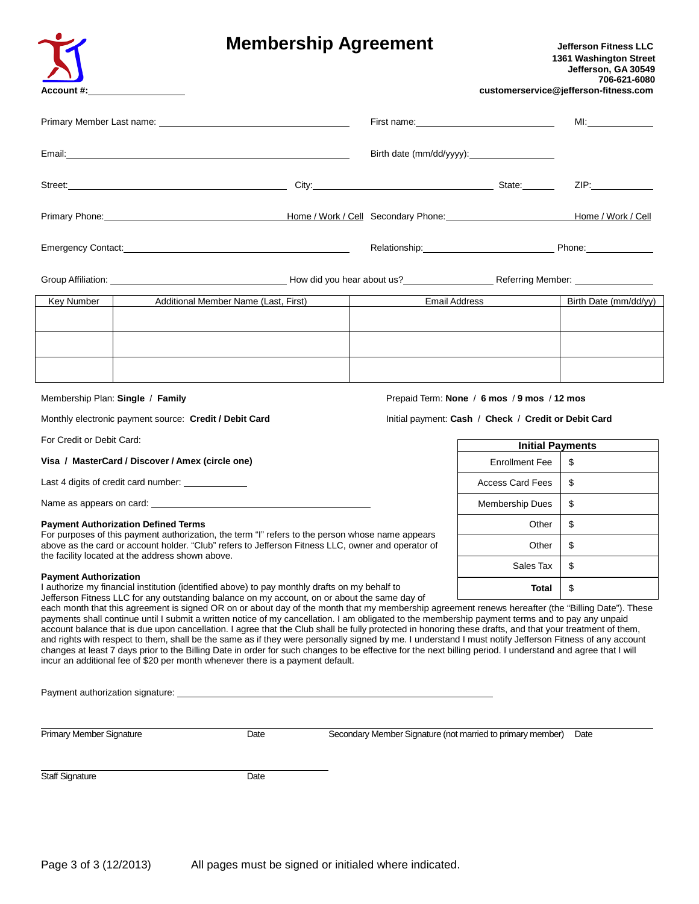# Membership Agreement

**Jefferson Fitness LLC**
**1361 Washington Street**
**Jefferson, GA 30549**
**706-621-6080**
**customerservice@jefferson-fitness.com**

**Account #:** ____________________

Primary Member Last name: ______________________________ First name: ______________________ MI: __________

Email: ____________________________________________ Birth date (mm/dd/yyyy): ________________

Street: ______________________________ City: ____________________________ State: ______ ZIP: __________

Primary Phone: ______________________________ Home / Work / Cell Secondary Phone: ______________________________ Home / Work / Cell

Emergency Contact: ______________________________ Relationship: ______________________ Phone: __________

Group Affiliation: ______________________ How did you hear about us? ______________ Referring Member: ______________

| Key Number | Additional Member Name (Last, First) | Email Address | Birth Date (mm/dd/yy) |
|---|---|---|---|
| | | | |
| | | | |
| | | | |

Membership Plan: **Single** / **Family**

Prepaid Term: **None** / **6 mos** / **9 mos** / **12 mos**

Monthly electronic payment source: **Credit / Debit Card**

Initial payment: **Cash** / **Check** / **Credit or Debit Card**

For Credit or Debit Card:

**Visa / MasterCard / Discover / Amex (circle one)**

Last 4 digits of credit card number: ____________

Name as appears on card: ____________________________________________

| Initial Payments | |
|---|---|
| Enrollment Fee | $ |
| Access Card Fees | $ |
| Membership Dues | $ |
| Other | $ |
| Other | $ |
| Sales Tax | $ |
| **Total** | $ |

**Payment Authorization Defined Terms**
For purposes of this payment authorization, the term "I" refers to the person whose name appears above as the card or account holder. "Club" refers to Jefferson Fitness LLC, owner and operator of the facility located at the address shown above.

**Payment Authorization**
I authorize my financial institution (identified above) to pay monthly drafts on my behalf to Jefferson Fitness LLC for any outstanding balance on my account, on or about the same day of each month that this agreement is signed OR on or about day of the month that my membership agreement renews hereafter (the "Billing Date"). These payments shall continue until I submit a written notice of my cancellation. I am obligated to the membership payment terms and to pay any unpaid account balance that is due upon cancellation. I agree that the Club shall be fully protected in honoring these drafts, and that your treatment of them, and rights with respect to them, shall be the same as if they were personally signed by me. I understand I must notify Jefferson Fitness of any account changes at least 7 days prior to the Billing Date in order for such changes to be effective for the next billing period. I understand and agree that I will incur an additional fee of $20 per month whenever there is a payment default.

Payment authorization signature: ____________________________________________

______________________________
Primary Member Signature Date

______________________________
Secondary Member Signature (not married to primary member) Date

______________________________
Staff Signature Date

All pages must be signed or initialed where indicated.